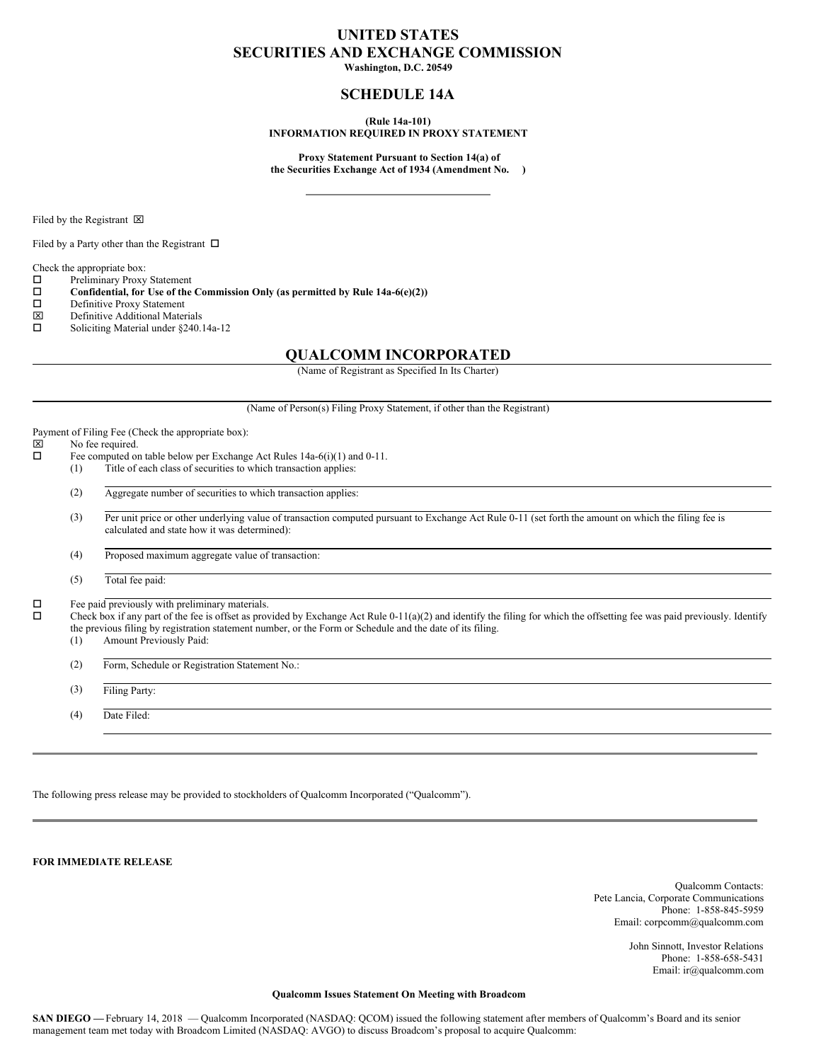# UNITED STATES
# SECURITIES AND EXCHANGE COMMISSION
**Washington, D.C. 20549**

## SCHEDULE 14A

**(Rule 14a-101)**
**INFORMATION REQUIRED IN PROXY STATEMENT**

**Proxy Statement Pursuant to Section 14(a) of the Securities Exchange Act of 1934 (Amendment No. )**

Filed by the Registrant ☒

Filed by a Party other than the Registrant ☐

Check the appropriate box:
- ☐ Preliminary Proxy Statement
- ☐ **Confidential, for Use of the Commission Only (as permitted by Rule 14a-6(e)(2))**
- ☐ Definitive Proxy Statement
- ☒ Definitive Additional Materials
- ☐ Soliciting Material under §240.14a-12

## QUALCOMM INCORPORATED
(Name of Registrant as Specified In Its Charter)

(Name of Person(s) Filing Proxy Statement, if other than the Registrant)

Payment of Filing Fee (Check the appropriate box):
- ☒ No fee required.
- ☐ Fee computed on table below per Exchange Act Rules 14a-6(i)(1) and 0-11.
  - (1) Title of each class of securities to which transaction applies:
  - (2) Aggregate number of securities to which transaction applies:
  - (3) Per unit price or other underlying value of transaction computed pursuant to Exchange Act Rule 0-11 (set forth the amount on which the filing fee is calculated and state how it was determined):
  - (4) Proposed maximum aggregate value of transaction:
  - (5) Total fee paid:
- ☐ Fee paid previously with preliminary materials.
- ☐ Check box if any part of the fee is offset as provided by Exchange Act Rule 0-11(a)(2) and identify the filing for which the offsetting fee was paid previously. Identify the previous filing by registration statement number, or the Form or Schedule and the date of its filing.
  - (1) Amount Previously Paid:
  - (2) Form, Schedule or Registration Statement No.:
  - (3) Filing Party:
  - (4) Date Filed:

The following press release may be provided to stockholders of Qualcomm Incorporated ("Qualcomm").

**FOR IMMEDIATE RELEASE**

Qualcomm Contacts:
Pete Lancia, Corporate Communications
Phone: 1-858-845-5959
Email: corpcomm@qualcomm.com

John Sinnott, Investor Relations
Phone: 1-858-658-5431
Email: ir@qualcomm.com

**Qualcomm Issues Statement On Meeting with Broadcom**

**SAN DIEGO —** February 14, 2018 — Qualcomm Incorporated (NASDAQ: QCOM) issued the following statement after members of Qualcomm's Board and its senior management team met today with Broadcom Limited (NASDAQ: AVGO) to discuss Broadcom's proposal to acquire Qualcomm: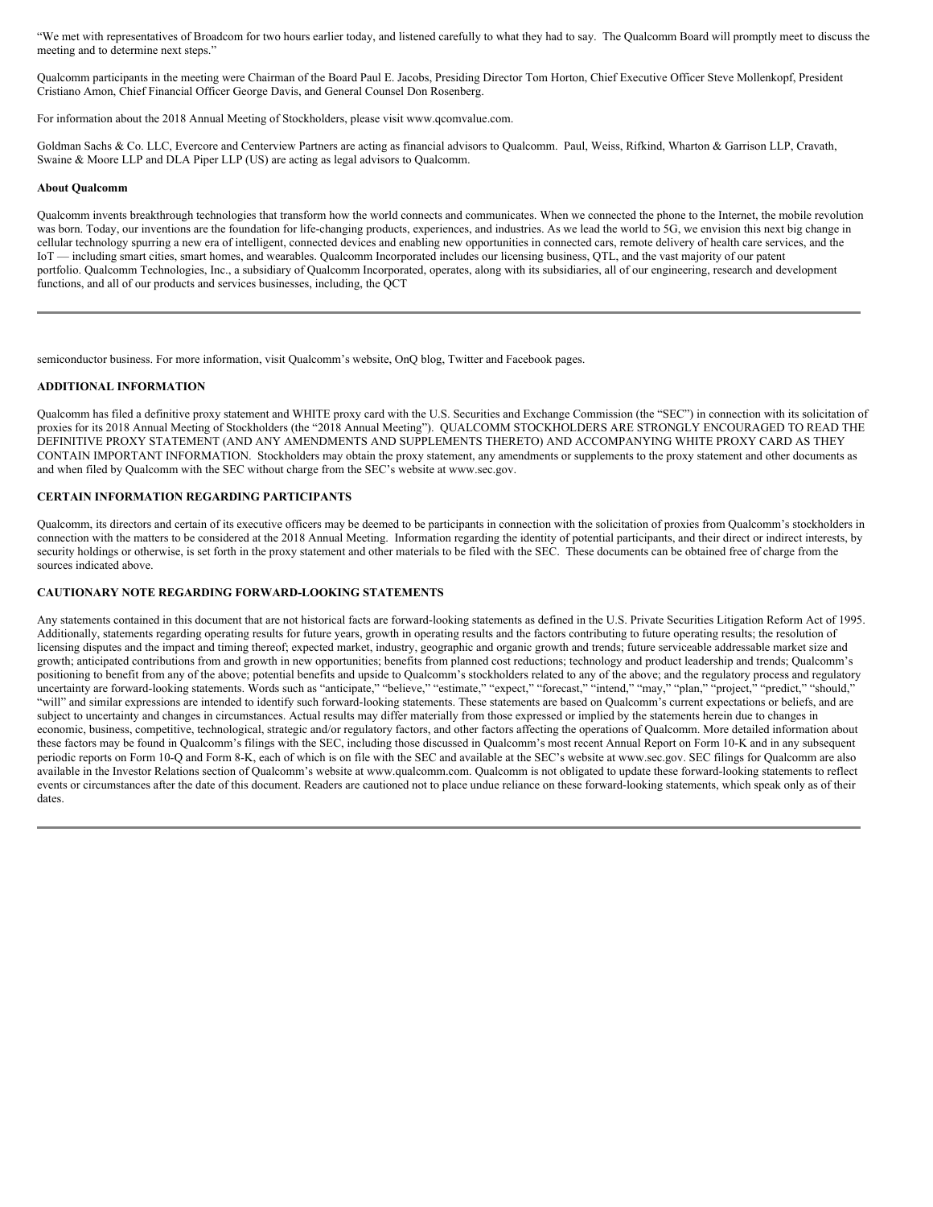"We met with representatives of Broadcom for two hours earlier today, and listened carefully to what they had to say. The Qualcomm Board will promptly meet to discuss the meeting and to determine next steps."

Qualcomm participants in the meeting were Chairman of the Board Paul E. Jacobs, Presiding Director Tom Horton, Chief Executive Officer Steve Mollenkopf, President Cristiano Amon, Chief Financial Officer George Davis, and General Counsel Don Rosenberg.

For information about the 2018 Annual Meeting of Stockholders, please visit www.qcomvalue.com.

Goldman Sachs & Co. LLC, Evercore and Centerview Partners are acting as financial advisors to Qualcomm. Paul, Weiss, Rifkind, Wharton & Garrison LLP, Cravath, Swaine & Moore LLP and DLA Piper LLP (US) are acting as legal advisors to Qualcomm.

**About Qualcomm**

Qualcomm invents breakthrough technologies that transform how the world connects and communicates. When we connected the phone to the Internet, the mobile revolution was born. Today, our inventions are the foundation for life-changing products, experiences, and industries. As we lead the world to 5G, we envision this next big change in cellular technology spurring a new era of intelligent, connected devices and enabling new opportunities in connected cars, remote delivery of health care services, and the IoT — including smart cities, smart homes, and wearables. Qualcomm Incorporated includes our licensing business, QTL, and the vast majority of our patent portfolio. Qualcomm Technologies, Inc., a subsidiary of Qualcomm Incorporated, operates, along with its subsidiaries, all of our engineering, research and development functions, and all of our products and services businesses, including, the QCT semiconductor business. For more information, visit Qualcomm's website, OnQ blog, Twitter and Facebook pages.

**ADDITIONAL INFORMATION**

Qualcomm has filed a definitive proxy statement and WHITE proxy card with the U.S. Securities and Exchange Commission (the "SEC") in connection with its solicitation of proxies for its 2018 Annual Meeting of Stockholders (the "2018 Annual Meeting"). QUALCOMM STOCKHOLDERS ARE STRONGLY ENCOURAGED TO READ THE DEFINITIVE PROXY STATEMENT (AND ANY AMENDMENTS AND SUPPLEMENTS THERETO) AND ACCOMPANYING WHITE PROXY CARD AS THEY CONTAIN IMPORTANT INFORMATION. Stockholders may obtain the proxy statement, any amendments or supplements to the proxy statement and other documents as and when filed by Qualcomm with the SEC without charge from the SEC's website at www.sec.gov.

**CERTAIN INFORMATION REGARDING PARTICIPANTS**

Qualcomm, its directors and certain of its executive officers may be deemed to be participants in connection with the solicitation of proxies from Qualcomm's stockholders in connection with the matters to be considered at the 2018 Annual Meeting. Information regarding the identity of potential participants, and their direct or indirect interests, by security holdings or otherwise, is set forth in the proxy statement and other materials to be filed with the SEC. These documents can be obtained free of charge from the sources indicated above.

**CAUTIONARY NOTE REGARDING FORWARD-LOOKING STATEMENTS**

Any statements contained in this document that are not historical facts are forward-looking statements as defined in the U.S. Private Securities Litigation Reform Act of 1995. Additionally, statements regarding operating results for future years, growth in operating results and the factors contributing to future operating results; the resolution of licensing disputes and the impact and timing thereof; expected market, industry, geographic and organic growth and trends; future serviceable addressable market size and growth; anticipated contributions from and growth in new opportunities; benefits from planned cost reductions; technology and product leadership and trends; Qualcomm's positioning to benefit from any of the above; potential benefits and upside to Qualcomm's stockholders related to any of the above; and the regulatory process and regulatory uncertainty are forward-looking statements. Words such as "anticipate," "believe," "estimate," "expect," "forecast," "intend," "may," "plan," "project," "predict," "should," "will" and similar expressions are intended to identify such forward-looking statements. These statements are based on Qualcomm's current expectations or beliefs, and are subject to uncertainty and changes in circumstances. Actual results may differ materially from those expressed or implied by the statements herein due to changes in economic, business, competitive, technological, strategic and/or regulatory factors, and other factors affecting the operations of Qualcomm. More detailed information about these factors may be found in Qualcomm's filings with the SEC, including those discussed in Qualcomm's most recent Annual Report on Form 10-K and in any subsequent periodic reports on Form 10-Q and Form 8-K, each of which is on file with the SEC and available at the SEC's website at www.sec.gov. SEC filings for Qualcomm are also available in the Investor Relations section of Qualcomm's website at www.qualcomm.com. Qualcomm is not obligated to update these forward-looking statements to reflect events or circumstances after the date of this document. Readers are cautioned not to place undue reliance on these forward-looking statements, which speak only as of their dates.